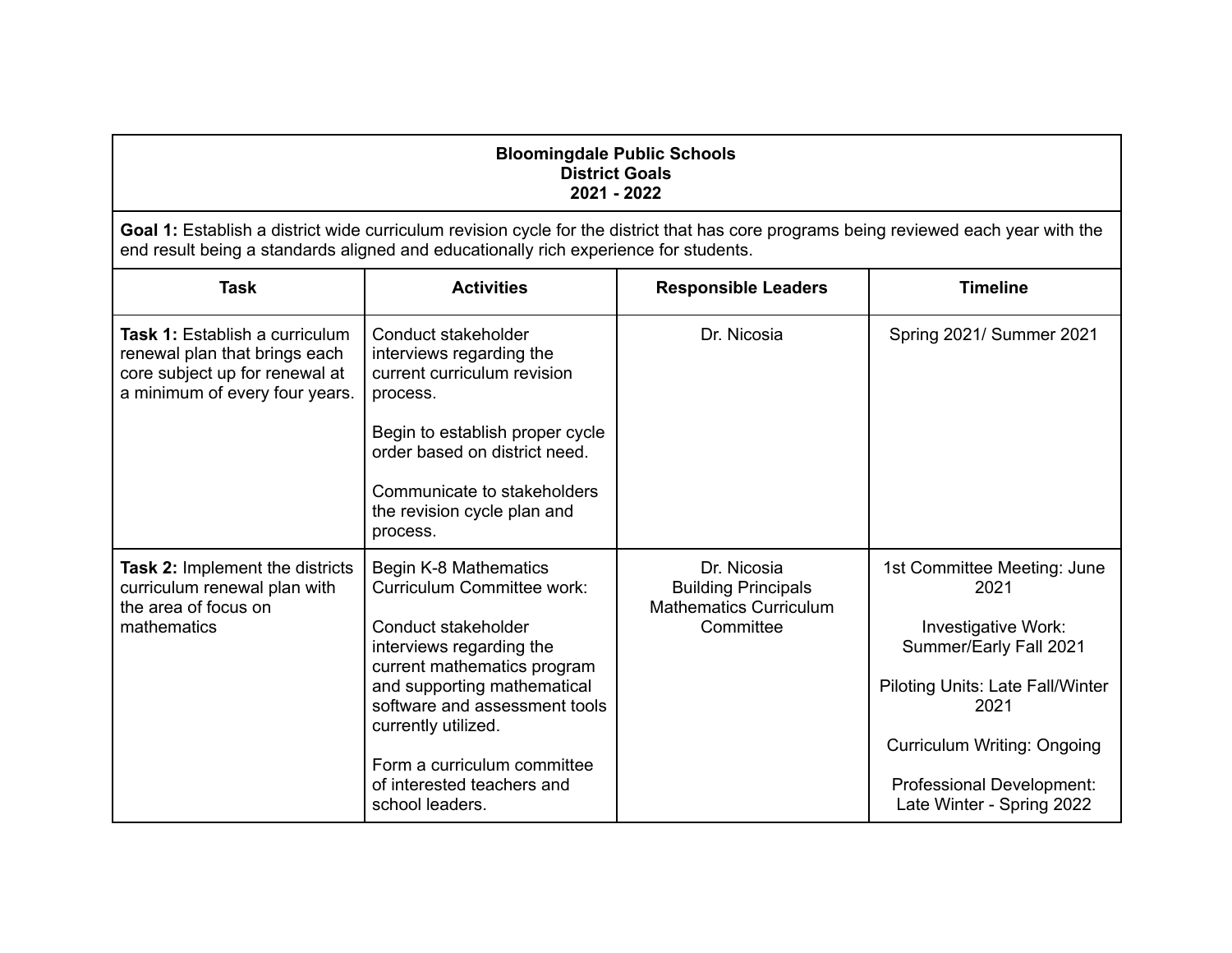**Bloomingdale Public Schools**
**District Goals**
**2021 - 2022**

**Goal 1:** Establish a district wide curriculum revision cycle for the district that has core programs being reviewed each year with the end result being a standards aligned and educationally rich experience for students.

| Task | Activities | Responsible Leaders | Timeline |
|---|---|---|---|
| **Task 1:** Establish a curriculum renewal plan that brings each core subject up for renewal at a minimum of every four years. | Conduct stakeholder interviews regarding the current curriculum revision process.<br><br>Begin to establish proper cycle order based on district need.<br><br>Communicate to stakeholders the revision cycle plan and process. | Dr. Nicosia | Spring 2021/ Summer 2021 |
| **Task 2:** Implement the districts curriculum renewal plan with the area of focus on mathematics | Begin K-8 Mathematics Curriculum Committee work:<br><br>Conduct stakeholder interviews regarding the current mathematics program and supporting mathematical software and assessment tools currently utilized.<br><br>Form a curriculum committee of interested teachers and school leaders. | Dr. Nicosia<br>Building Principals<br>Mathematics Curriculum Committee | 1st Committee Meeting: June 2021<br><br>Investigative Work: Summer/Early Fall 2021<br><br>Piloting Units: Late Fall/Winter 2021<br><br>Curriculum Writing: Ongoing<br><br>Professional Development: Late Winter - Spring 2022 |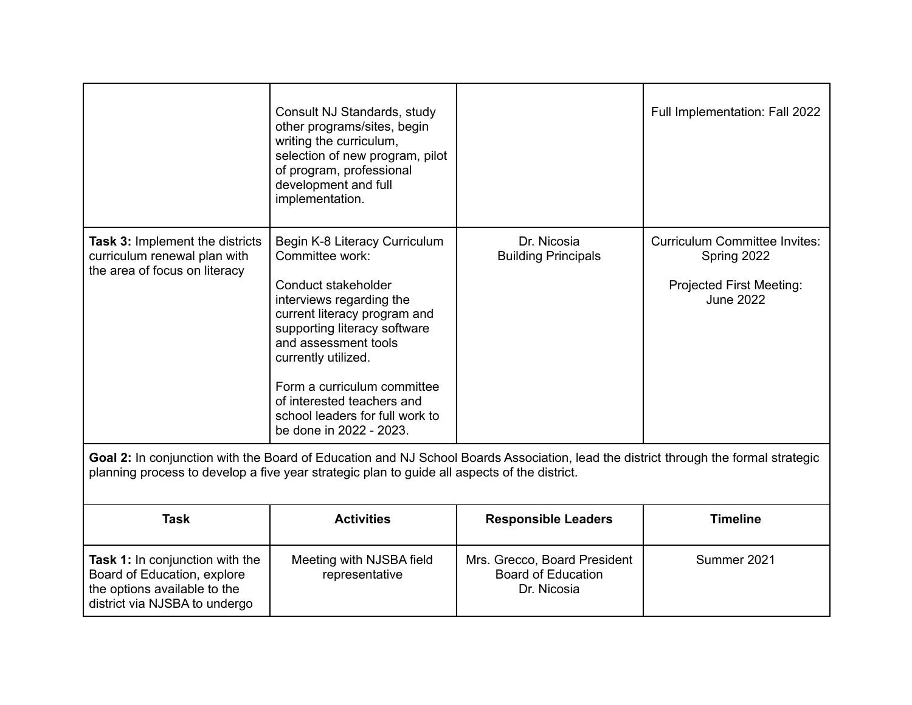| | | | |
|---|---|---|---|
| | Consult NJ Standards, study other programs/sites, begin writing the curriculum, selection of new program, pilot of program, professional development and full implementation. | | Full Implementation: Fall 2022 |
| **Task 3:** Implement the districts curriculum renewal plan with the area of focus on literacy | Begin K-8 Literacy Curriculum Committee work:<br><br>Conduct stakeholder interviews regarding the current literacy program and supporting literacy software and assessment tools currently utilized.<br><br>Form a curriculum committee of interested teachers and school leaders for full work to be done in 2022 - 2023. | Dr. Nicosia<br>Building Principals | Curriculum Committee Invites: Spring 2022<br><br>Projected First Meeting: June 2022 |

**Goal 2:** In conjunction with the Board of Education and NJ School Boards Association, lead the district through the formal strategic planning process to develop a five year strategic plan to guide all aspects of the district.

| Task | Activities | Responsible Leaders | Timeline |
|---|---|---|---|
| **Task 1:** In conjunction with the Board of Education, explore the options available to the district via NJSBA to undergo | Meeting with NJSBA field representative | Mrs. Grecco, Board President<br>Board of Education<br>Dr. Nicosia | Summer 2021 |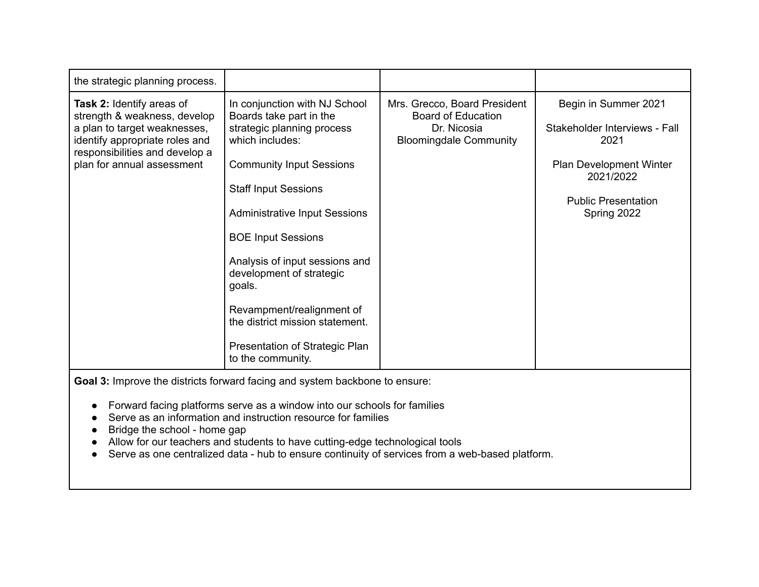| | | | |
|---|---|---|---|
| the strategic planning process. | | | |
| **Task 2:** Identify areas of strength & weakness, develop a plan to target weaknesses, identify appropriate roles and responsibilities and develop a plan for annual assessment | In conjunction with NJ School Boards take part in the strategic planning process which includes:<br><br>Community Input Sessions<br><br>Staff Input Sessions<br><br>Administrative Input Sessions<br><br>BOE Input Sessions<br><br>Analysis of input sessions and development of strategic goals.<br><br>Revampment/realignment of the district mission statement.<br><br>Presentation of Strategic Plan to the community. | Mrs. Grecco, Board President<br>Board of Education<br>Dr. Nicosia<br>Bloomingdale Community | Begin in Summer 2021<br><br>Stakeholder Interviews - Fall 2021<br><br>Plan Development Winter 2021/2022<br><br>Public Presentation Spring 2022 |

**Goal 3:** Improve the districts forward facing and system backbone to ensure:

- Forward facing platforms serve as a window into our schools for families
- Serve as an information and instruction resource for families
- Bridge the school - home gap
- Allow for our teachers and students to have cutting-edge technological tools
- Serve as one centralized data - hub to ensure continuity of services from a web-based platform.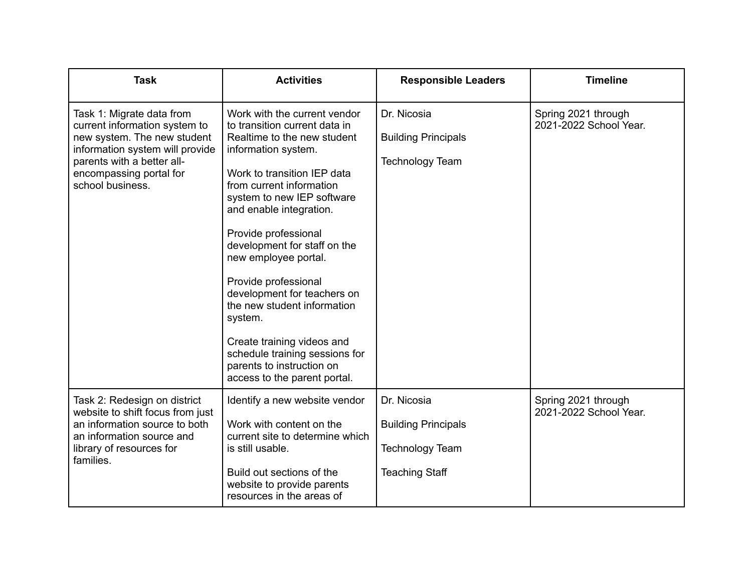| Task | Activities | Responsible Leaders | Timeline |
|---|---|---|---|
| Task 1: Migrate data from current information system to new system. The new student information system will provide parents with a better all-encompassing portal for school business. | Work with the current vendor to transition current data in Realtime to the new student information system.<br><br>Work to transition IEP data from current information system to new IEP software and enable integration.<br><br>Provide professional development for staff on the new employee portal.<br><br>Provide professional development for teachers on the new student information system.<br><br>Create training videos and schedule training sessions for parents to instruction on access to the parent portal. | Dr. Nicosia<br><br>Building Principals<br><br>Technology Team | Spring 2021 through 2021-2022 School Year. |
| Task 2: Redesign on district website to shift focus from just an information source to both an information source and library of resources for families. | Identify a new website vendor<br><br>Work with content on the current site to determine which is still usable.<br><br>Build out sections of the website to provide parents resources in the areas of | Dr. Nicosia<br><br>Building Principals<br><br>Technology Team<br><br>Teaching Staff | Spring 2021 through 2021-2022 School Year. |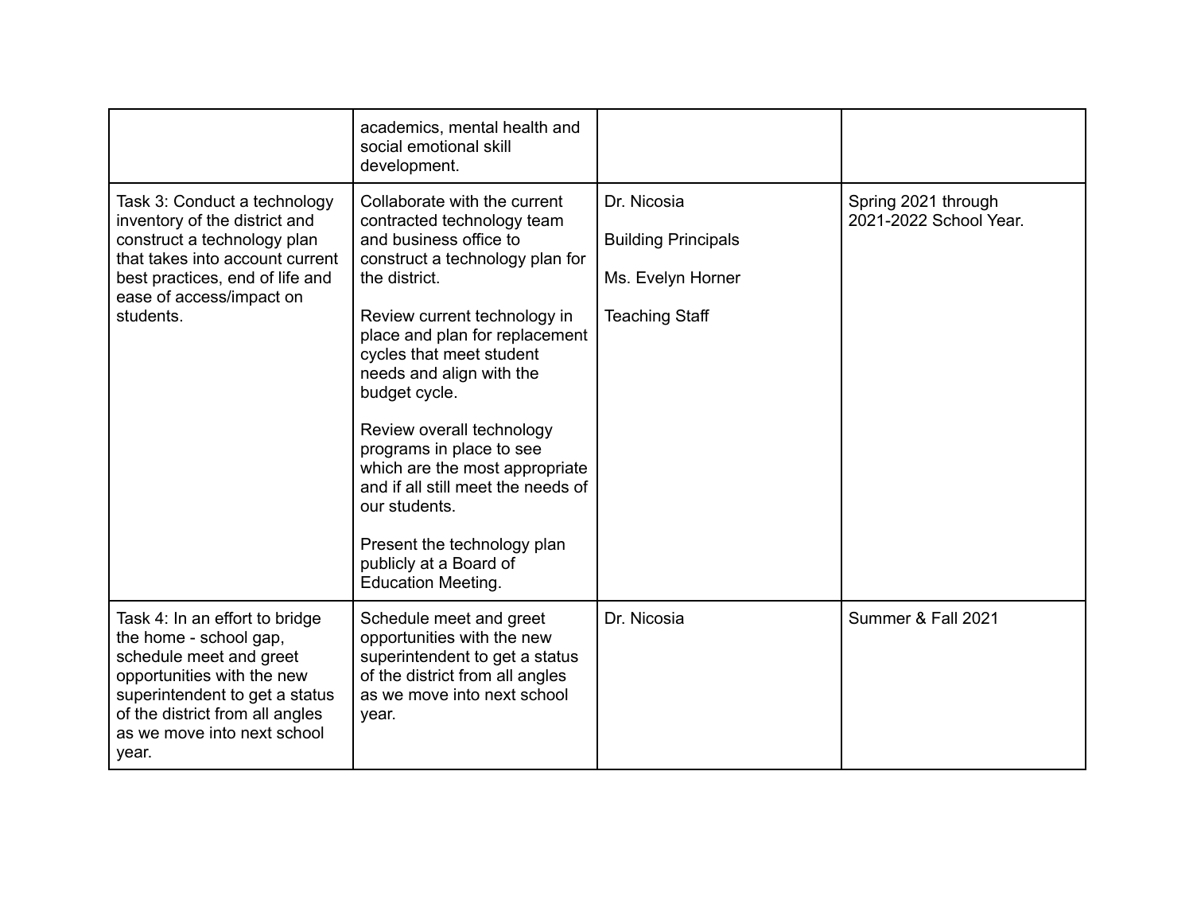| | | | |
|---|---|---|---|
| | academics, mental health and social emotional skill development. | | |
| Task 3: Conduct a technology inventory of the district and construct a technology plan that takes into account current best practices, end of life and ease of access/impact on students. | Collaborate with the current contracted technology team and business office to construct a technology plan for the district.<br><br>Review current technology in place and plan for replacement cycles that meet student needs and align with the budget cycle.<br><br>Review overall technology programs in place to see which are the most appropriate and if all still meet the needs of our students.<br><br>Present the technology plan publicly at a Board of Education Meeting. | Dr. Nicosia<br><br>Building Principals<br><br>Ms. Evelyn Horner<br><br>Teaching Staff | Spring 2021 through 2021-2022 School Year. |
| Task 4: In an effort to bridge the home - school gap, schedule meet and greet opportunities with the new superintendent to get a status of the district from all angles as we move into next school year. | Schedule meet and greet opportunities with the new superintendent to get a status of the district from all angles as we move into next school year. | Dr. Nicosia | Summer & Fall 2021 |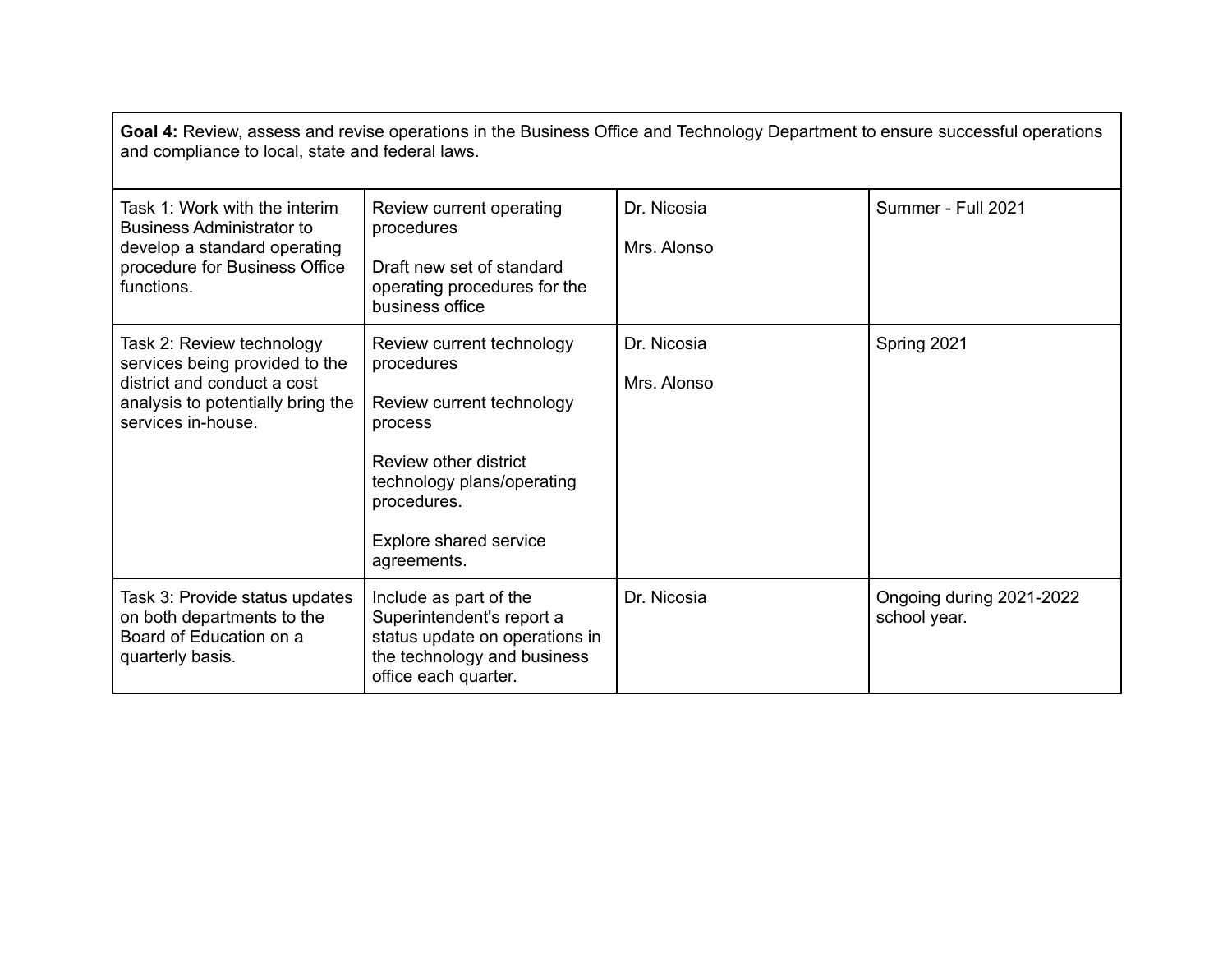| | | | |
|---|---|---|---|
| **Goal 4:** Review, assess and revise operations in the Business Office and Technology Department to ensure successful operations and compliance to local, state and federal laws. | | | |
| Task 1: Work with the interim Business Administrator to develop a standard operating procedure for Business Office functions. | Review current operating procedures<br><br>Draft new set of standard operating procedures for the business office | Dr. Nicosia<br><br>Mrs. Alonso | Summer - Full 2021 |
| Task 2: Review technology services being provided to the district and conduct a cost analysis to potentially bring the services in-house. | Review current technology procedures<br><br>Review current technology process<br><br>Review other district technology plans/operating procedures.<br><br>Explore shared service agreements. | Dr. Nicosia<br><br>Mrs. Alonso | Spring 2021 |
| Task 3: Provide status updates on both departments to the Board of Education on a quarterly basis. | Include as part of the Superintendent's report a status update on operations in the technology and business office each quarter. | Dr. Nicosia | Ongoing during 2021-2022 school year. |